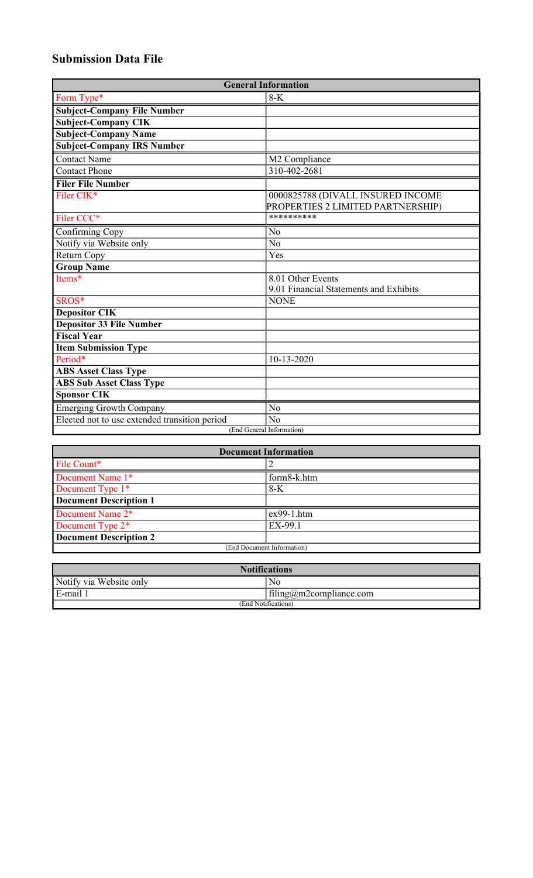# Submission Data File

| General Information | |
|---|---|
| Form Type* | 8-K |
| **Subject-Company File Number** | |
| **Subject-Company CIK** | |
| **Subject-Company Name** | |
| **Subject-Company IRS Number** | |
| Contact Name | M2 Compliance |
| Contact Phone | 310-402-2681 |
| **Filer File Number** | |
| Filer CIK* | 0000825788 (DIVALL INSURED INCOME PROPERTIES 2 LIMITED PARTNERSHIP) |
| Filer CCC* | ********** |
| Confirming Copy | No |
| Notify via Website only | No |
| Return Copy | Yes |
| **Group Name** | |
| Items* | 8.01 Other Events<br>9.01 Financial Statements and Exhibits |
| SROS* | NONE |
| **Depositor CIK** | |
| **Depositor 33 File Number** | |
| **Fiscal Year** | |
| **Item Submission Type** | |
| Period* | 10-13-2020 |
| **ABS Asset Class Type** | |
| **ABS Sub Asset Class Type** | |
| **Sponsor CIK** | |
| Emerging Growth Company | No |
| Elected not to use extended transition period | No |
| (End General Information) | |

| Document Information | |
|---|---|
| File Count* | 2 |
| Document Name 1* | form8-k.htm |
| Document Type 1* | 8-K |
| **Document Description 1** | |
| Document Name 2* | ex99-1.htm |
| Document Type 2* | EX-99.1 |
| **Document Description 2** | |
| (End Document Information) | |

| Notifications | |
|---|---|
| Notify via Website only | No |
| E-mail 1 | filing@m2compliance.com |
| (End Notifications) | |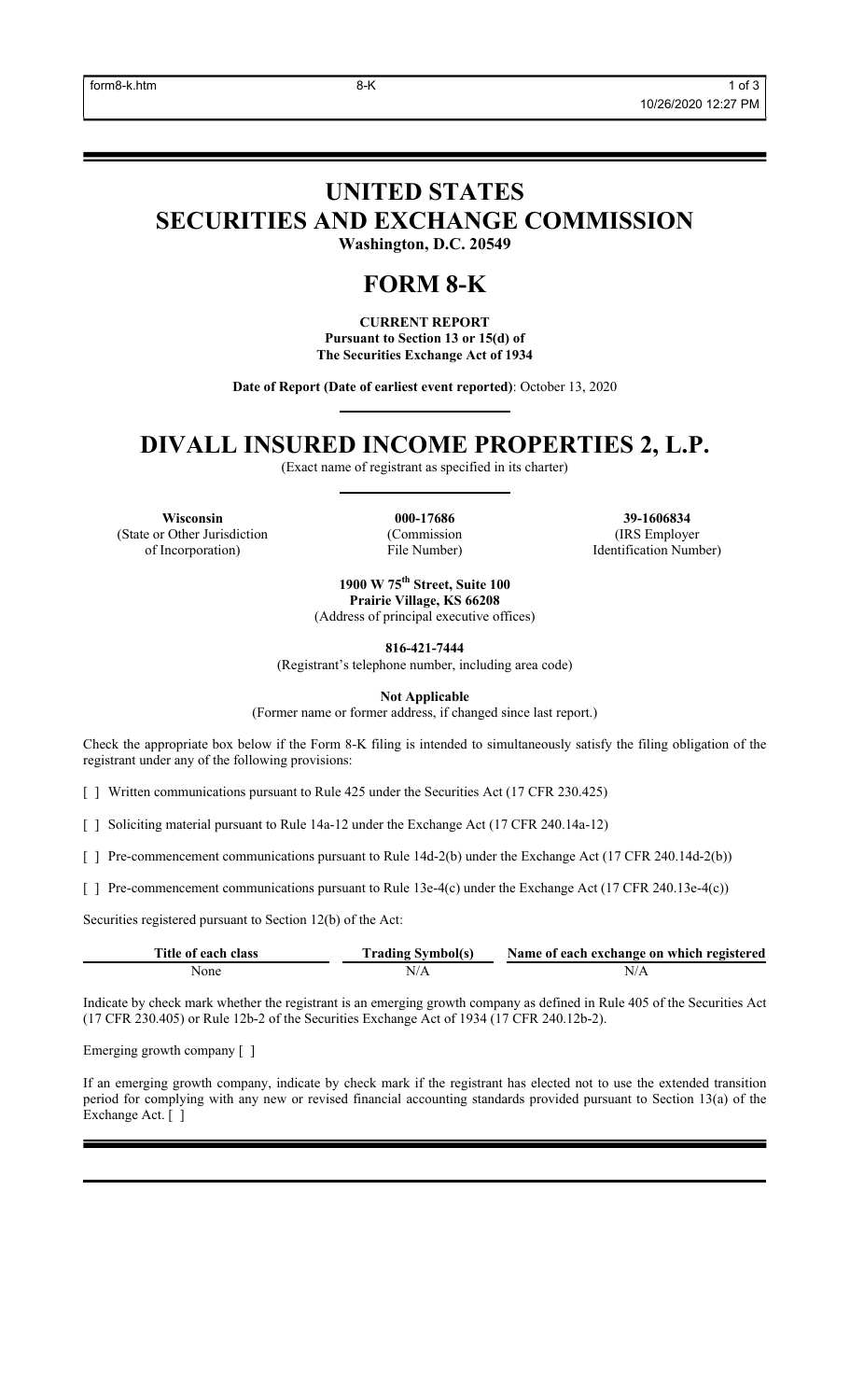# UNITED STATES
# SECURITIES AND EXCHANGE COMMISSION

**Washington, D.C. 20549**

# FORM 8-K

**CURRENT REPORT**
**Pursuant to Section 13 or 15(d) of**
**The Securities Exchange Act of 1934**

**Date of Report (Date of earliest event reported)**: October 13, 2020

# DIVALL INSURED INCOME PROPERTIES 2, L.P.

(Exact name of registrant as specified in its charter)

| **Wisconsin** | **000-17686** | **39-1606834** |
|---|---|---|
| (State or Other Jurisdiction of Incorporation) | (Commission File Number) | (IRS Employer Identification Number) |

**1900 W 75th Street, Suite 100**
**Prairie Village, KS 66208**
(Address of principal executive offices)

**816-421-7444**
(Registrant's telephone number, including area code)

**Not Applicable**
(Former name or former address, if changed since last report.)

Check the appropriate box below if the Form 8-K filing is intended to simultaneously satisfy the filing obligation of the registrant under any of the following provisions:

[ ] Written communications pursuant to Rule 425 under the Securities Act (17 CFR 230.425)

[ ] Soliciting material pursuant to Rule 14a-12 under the Exchange Act (17 CFR 240.14a-12)

[ ] Pre-commencement communications pursuant to Rule 14d-2(b) under the Exchange Act (17 CFR 240.14d-2(b))

[ ] Pre-commencement communications pursuant to Rule 13e-4(c) under the Exchange Act (17 CFR 240.13e-4(c))

Securities registered pursuant to Section 12(b) of the Act:

| Title of each class | Trading Symbol(s) | Name of each exchange on which registered |
|---|---|---|
| None | N/A | N/A |

Indicate by check mark whether the registrant is an emerging growth company as defined in Rule 405 of the Securities Act (17 CFR 230.405) or Rule 12b-2 of the Securities Exchange Act of 1934 (17 CFR 240.12b-2).

Emerging growth company [ ]

If an emerging growth company, indicate by check mark if the registrant has elected not to use the extended transition period for complying with any new or revised financial accounting standards provided pursuant to Section 13(a) of the Exchange Act. [ ]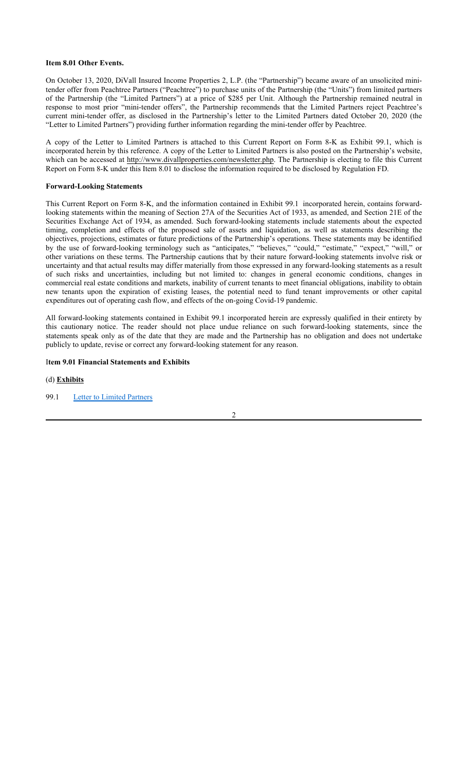**Item 8.01 Other Events.**

On October 13, 2020, DiVall Insured Income Properties 2, L.P. (the "Partnership") became aware of an unsolicited mini-tender offer from Peachtree Partners ("Peachtree") to purchase units of the Partnership (the "Units") from limited partners of the Partnership (the "Limited Partners") at a price of $285 per Unit. Although the Partnership remained neutral in response to most prior "mini-tender offers", the Partnership recommends that the Limited Partners reject Peachtree's current mini-tender offer, as disclosed in the Partnership's letter to the Limited Partners dated October 20, 2020 (the "Letter to Limited Partners") providing further information regarding the mini-tender offer by Peachtree.

A copy of the Letter to Limited Partners is attached to this Current Report on Form 8-K as Exhibit 99.1, which is incorporated herein by this reference. A copy of the Letter to Limited Partners is also posted on the Partnership's website, which can be accessed at http://www.divallproperties.com/newsletter.php. The Partnership is electing to file this Current Report on Form 8-K under this Item 8.01 to disclose the information required to be disclosed by Regulation FD.

**Forward-Looking Statements**

This Current Report on Form 8-K, and the information contained in Exhibit 99.1 incorporated herein, contains forward-looking statements within the meaning of Section 27A of the Securities Act of 1933, as amended, and Section 21E of the Securities Exchange Act of 1934, as amended. Such forward-looking statements include statements about the expected timing, completion and effects of the proposed sale of assets and liquidation, as well as statements describing the objectives, projections, estimates or future predictions of the Partnership's operations. These statements may be identified by the use of forward-looking terminology such as "anticipates," "believes," "could," "estimate," "expect," "will," or other variations on these terms. The Partnership cautions that by their nature forward-looking statements involve risk or uncertainty and that actual results may differ materially from those expressed in any forward-looking statements as a result of such risks and uncertainties, including but not limited to: changes in general economic conditions, changes in commercial real estate conditions and markets, inability of current tenants to meet financial obligations, inability to obtain new tenants upon the expiration of existing leases, the potential need to fund tenant improvements or other capital expenditures out of operating cash flow, and effects of the on-going Covid-19 pandemic.

All forward-looking statements contained in Exhibit 99.1 incorporated herein are expressly qualified in their entirety by this cautionary notice. The reader should not place undue reliance on such forward-looking statements, since the statements speak only as of the date that they are made and the Partnership has no obligation and does not undertake publicly to update, revise or correct any forward-looking statement for any reason.

**Item 9.01 Financial Statements and Exhibits**

(d) **Exhibits**

99.1 Letter to Limited Partners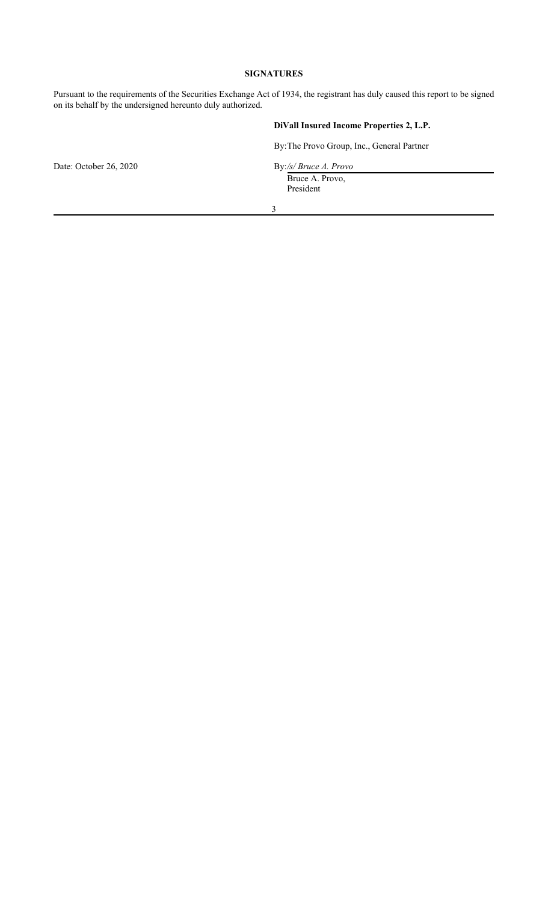## SIGNATURES

Pursuant to the requirements of the Securities Exchange Act of 1934, the registrant has duly caused this report to be signed on its behalf by the undersigned hereunto duly authorized.

**DiVall Insured Income Properties 2, L.P.**

By: The Provo Group, Inc., General Partner

Date: October 26, 2020

By: */s/ Bruce A. Provo*
Bruce A. Provo,
President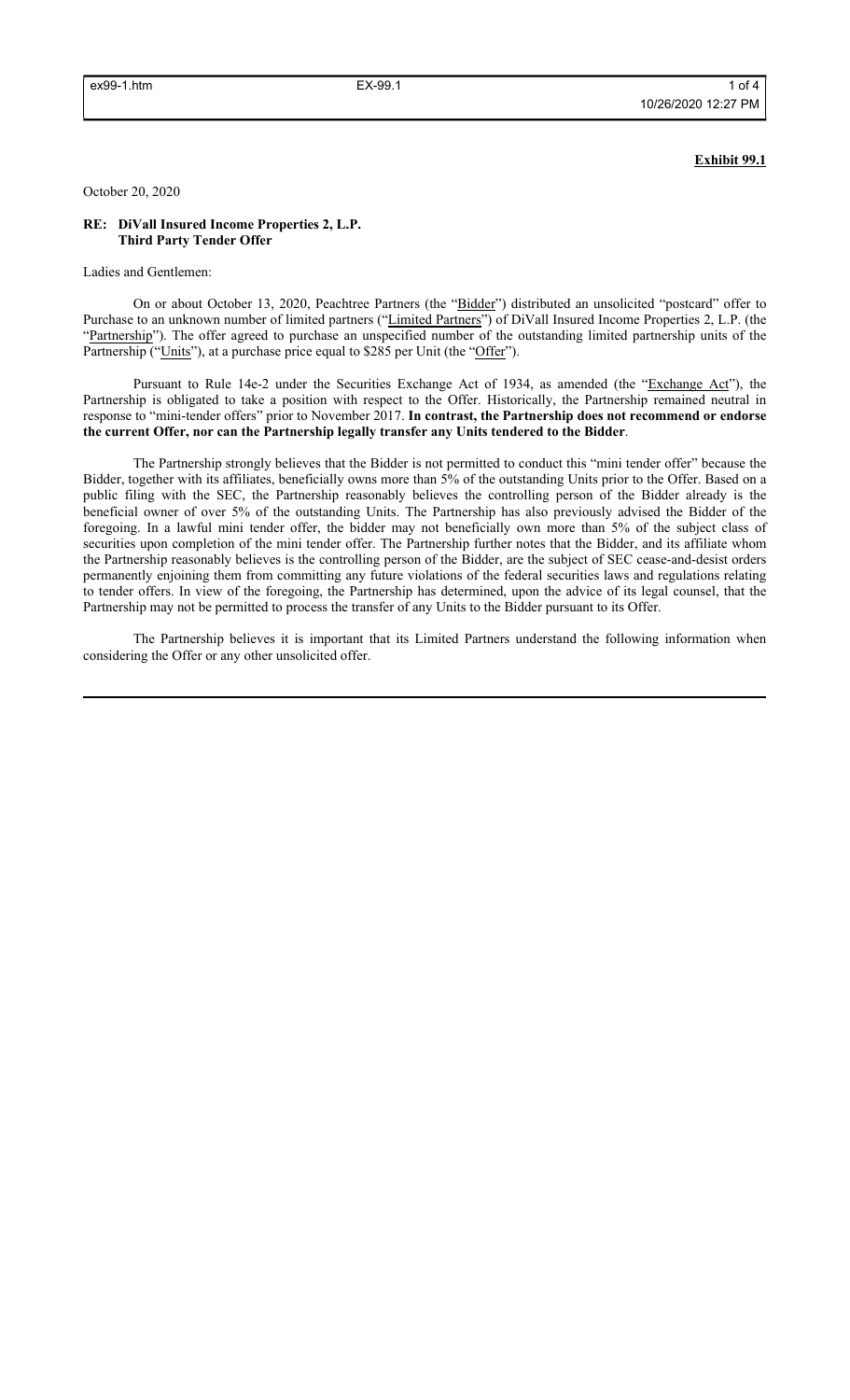**Exhibit 99.1**

October 20, 2020

**RE: DiVall Insured Income Properties 2, L.P.**
**Third Party Tender Offer**

Ladies and Gentlemen:

On or about October 13, 2020, Peachtree Partners (the "Bidder") distributed an unsolicited "postcard" offer to Purchase to an unknown number of limited partners ("Limited Partners") of DiVall Insured Income Properties 2, L.P. (the "Partnership"). The offer agreed to purchase an unspecified number of the outstanding limited partnership units of the Partnership ("Units"), at a purchase price equal to $285 per Unit (the "Offer").

Pursuant to Rule 14e-2 under the Securities Exchange Act of 1934, as amended (the "Exchange Act"), the Partnership is obligated to take a position with respect to the Offer. Historically, the Partnership remained neutral in response to "mini-tender offers" prior to November 2017. **In contrast, the Partnership does not recommend or endorse the current Offer, nor can the Partnership legally transfer any Units tendered to the Bidder**.

The Partnership strongly believes that the Bidder is not permitted to conduct this "mini tender offer" because the Bidder, together with its affiliates, beneficially owns more than 5% of the outstanding Units prior to the Offer. Based on a public filing with the SEC, the Partnership reasonably believes the controlling person of the Bidder already is the beneficial owner of over 5% of the outstanding Units. The Partnership has also previously advised the Bidder of the foregoing. In a lawful mini tender offer, the bidder may not beneficially own more than 5% of the subject class of securities upon completion of the mini tender offer. The Partnership further notes that the Bidder, and its affiliate whom the Partnership reasonably believes is the controlling person of the Bidder, are the subject of SEC cease-and-desist orders permanently enjoining them from committing any future violations of the federal securities laws and regulations relating to tender offers. In view of the foregoing, the Partnership has determined, upon the advice of its legal counsel, that the Partnership may not be permitted to process the transfer of any Units to the Bidder pursuant to its Offer.

The Partnership believes it is important that its Limited Partners understand the following information when considering the Offer or any other unsolicited offer.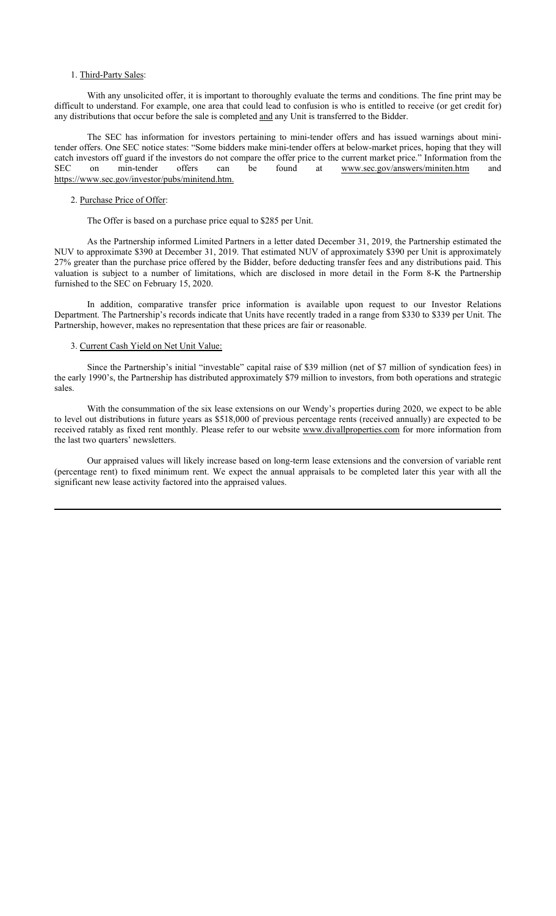1. Third-Party Sales:

With any unsolicited offer, it is important to thoroughly evaluate the terms and conditions. The fine print may be difficult to understand. For example, one area that could lead to confusion is who is entitled to receive (or get credit for) any distributions that occur before the sale is completed and any Unit is transferred to the Bidder.

The SEC has information for investors pertaining to mini-tender offers and has issued warnings about mini-tender offers. One SEC notice states: "Some bidders make mini-tender offers at below-market prices, hoping that they will catch investors off guard if the investors do not compare the offer price to the current market price." Information from the SEC on min-tender offers can be found at www.sec.gov/answers/miniten.htm and https://www.sec.gov/investor/pubs/minitend.htm.

2. Purchase Price of Offer:

The Offer is based on a purchase price equal to $285 per Unit.

As the Partnership informed Limited Partners in a letter dated December 31, 2019, the Partnership estimated the NUV to approximate $390 at December 31, 2019. That estimated NUV of approximately $390 per Unit is approximately 27% greater than the purchase price offered by the Bidder, before deducting transfer fees and any distributions paid. This valuation is subject to a number of limitations, which are disclosed in more detail in the Form 8-K the Partnership furnished to the SEC on February 15, 2020.

In addition, comparative transfer price information is available upon request to our Investor Relations Department. The Partnership's records indicate that Units have recently traded in a range from $330 to $339 per Unit. The Partnership, however, makes no representation that these prices are fair or reasonable.

3. Current Cash Yield on Net Unit Value:

Since the Partnership's initial "investable" capital raise of $39 million (net of $7 million of syndication fees) in the early 1990's, the Partnership has distributed approximately $79 million to investors, from both operations and strategic sales.

With the consummation of the six lease extensions on our Wendy's properties during 2020, we expect to be able to level out distributions in future years as $518,000 of previous percentage rents (received annually) are expected to be received ratably as fixed rent monthly. Please refer to our website www.divallproperties.com for more information from the last two quarters' newsletters.

Our appraised values will likely increase based on long-term lease extensions and the conversion of variable rent (percentage rent) to fixed minimum rent. We expect the annual appraisals to be completed later this year with all the significant new lease activity factored into the appraised values.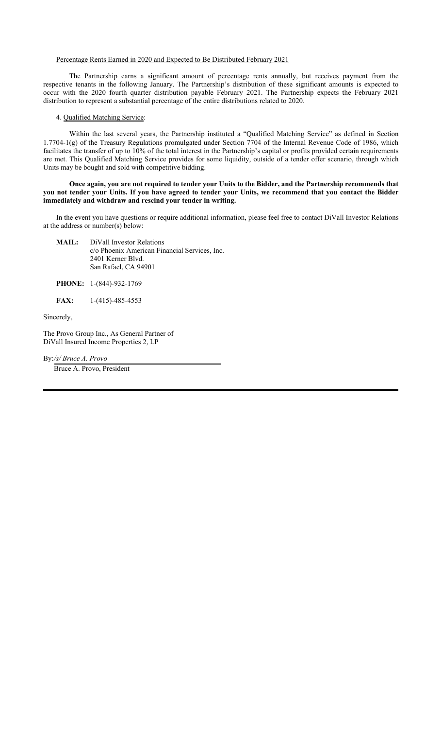Percentage Rents Earned in 2020 and Expected to Be Distributed February 2021

The Partnership earns a significant amount of percentage rents annually, but receives payment from the respective tenants in the following January. The Partnership's distribution of these significant amounts is expected to occur with the 2020 fourth quarter distribution payable February 2021. The Partnership expects the February 2021 distribution to represent a substantial percentage of the entire distributions related to 2020.

4. Qualified Matching Service:

Within the last several years, the Partnership instituted a "Qualified Matching Service" as defined in Section 1.7704-1(g) of the Treasury Regulations promulgated under Section 7704 of the Internal Revenue Code of 1986, which facilitates the transfer of up to 10% of the total interest in the Partnership's capital or profits provided certain requirements are met. This Qualified Matching Service provides for some liquidity, outside of a tender offer scenario, through which Units may be bought and sold with competitive bidding.

**Once again, you are not required to tender your Units to the Bidder, and the Partnership recommends that you not tender your Units. If you have agreed to tender your Units, we recommend that you contact the Bidder immediately and withdraw and rescind your tender in writing.**

In the event you have questions or require additional information, please feel free to contact DiVall Investor Relations at the address or number(s) below:

**MAIL:** DiVall Investor Relations
c/o Phoenix American Financial Services, Inc.
2401 Kerner Blvd.
San Rafael, CA 94901

**PHONE:** 1-(844)-932-1769

**FAX:** 1-(415)-485-4553

Sincerely,

The Provo Group Inc., As General Partner of
DiVall Insured Income Properties 2, LP

By: */s/ Bruce A. Provo*
Bruce A. Provo, President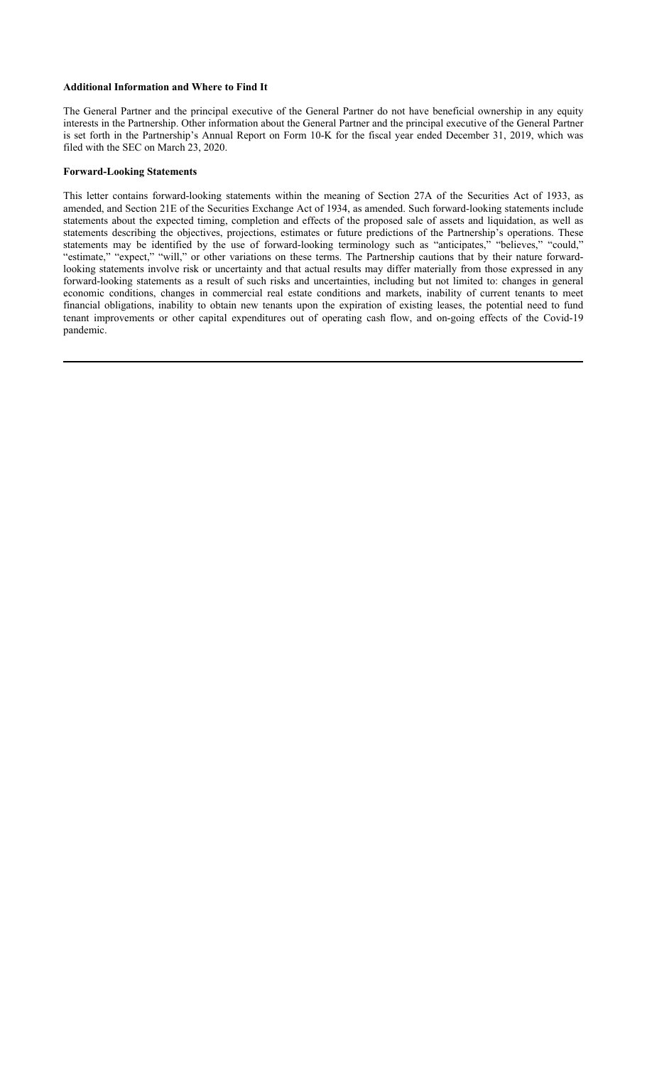**Additional Information and Where to Find It**

The General Partner and the principal executive of the General Partner do not have beneficial ownership in any equity interests in the Partnership. Other information about the General Partner and the principal executive of the General Partner is set forth in the Partnership's Annual Report on Form 10-K for the fiscal year ended December 31, 2019, which was filed with the SEC on March 23, 2020.

**Forward-Looking Statements**

This letter contains forward-looking statements within the meaning of Section 27A of the Securities Act of 1933, as amended, and Section 21E of the Securities Exchange Act of 1934, as amended. Such forward-looking statements include statements about the expected timing, completion and effects of the proposed sale of assets and liquidation, as well as statements describing the objectives, projections, estimates or future predictions of the Partnership's operations. These statements may be identified by the use of forward-looking terminology such as "anticipates," "believes," "could," "estimate," "expect," "will," or other variations on these terms. The Partnership cautions that by their nature forward-looking statements involve risk or uncertainty and that actual results may differ materially from those expressed in any forward-looking statements as a result of such risks and uncertainties, including but not limited to: changes in general economic conditions, changes in commercial real estate conditions and markets, inability of current tenants to meet financial obligations, inability to obtain new tenants upon the expiration of existing leases, the potential need to fund tenant improvements or other capital expenditures out of operating cash flow, and on-going effects of the Covid-19 pandemic.